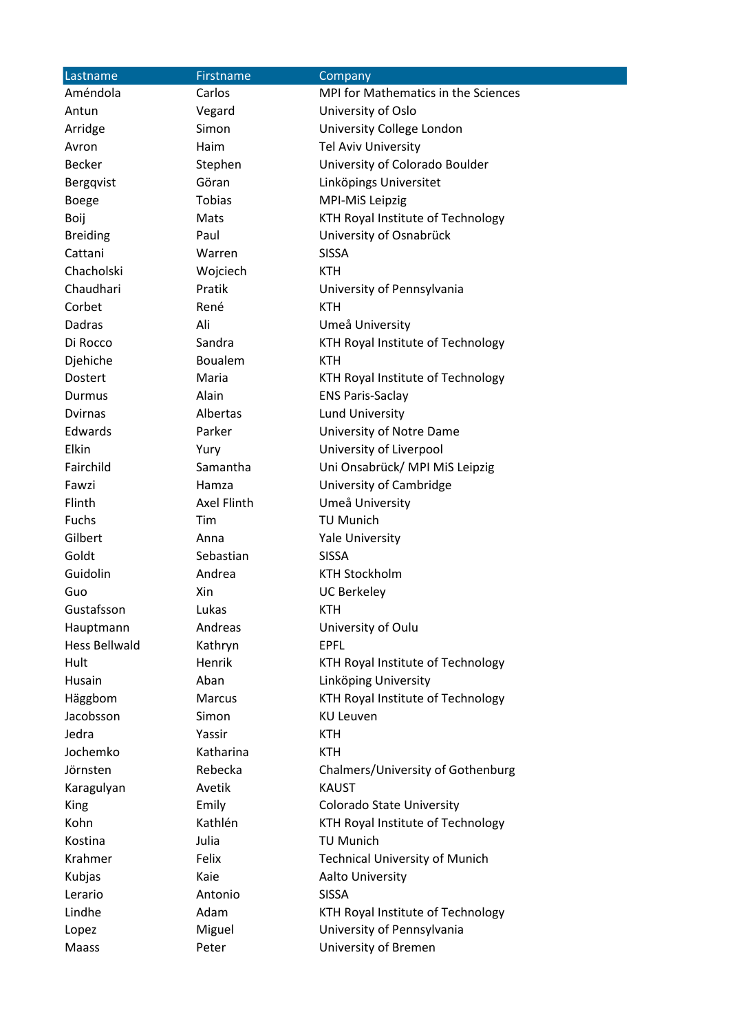| Lastname | Firstname | Company |
|---|---|---|
| Améndola | Carlos | MPI for Mathematics in the Sciences |
| Antun | Vegard | University of Oslo |
| Arridge | Simon | University College London |
| Avron | Haim | Tel Aviv University |
| Becker | Stephen | University of Colorado Boulder |
| Bergqvist | Göran | Linköpings Universitet |
| Boege | Tobias | MPI-MiS Leipzig |
| Boij | Mats | KTH Royal Institute of Technology |
| Breiding | Paul | University of Osnabrück |
| Cattani | Warren | SISSA |
| Chacholski | Wojciech | KTH |
| Chaudhari | Pratik | University of Pennsylvania |
| Corbet | René | KTH |
| Dadras | Ali | Umeå University |
| Di Rocco | Sandra | KTH Royal Institute of Technology |
| Djehiche | Boualem | KTH |
| Dostert | Maria | KTH Royal Institute of Technology |
| Durmus | Alain | ENS Paris-Saclay |
| Dvirnas | Albertas | Lund University |
| Edwards | Parker | University of Notre Dame |
| Elkin | Yury | University of Liverpool |
| Fairchild | Samantha | Uni Onsabrück/ MPI MiS Leipzig |
| Fawzi | Hamza | University of Cambridge |
| Flinth | Axel Flinth | Umeå University |
| Fuchs | Tim | TU Munich |
| Gilbert | Anna | Yale University |
| Goldt | Sebastian | SISSA |
| Guidolin | Andrea | KTH Stockholm |
| Guo | Xin | UC Berkeley |
| Gustafsson | Lukas | KTH |
| Hauptmann | Andreas | University of Oulu |
| Hess Bellwald | Kathryn | EPFL |
| Hult | Henrik | KTH Royal Institute of Technology |
| Husain | Aban | Linköping University |
| Häggbom | Marcus | KTH Royal Institute of Technology |
| Jacobsson | Simon | KU Leuven |
| Jedra | Yassir | KTH |
| Jochemko | Katharina | KTH |
| Jörnsten | Rebecka | Chalmers/University of Gothenburg |
| Karagulyan | Avetik | KAUST |
| King | Emily | Colorado State University |
| Kohn | Kathlén | KTH Royal Institute of Technology |
| Kostina | Julia | TU Munich |
| Krahmer | Felix | Technical University of Munich |
| Kubjas | Kaie | Aalto University |
| Lerario | Antonio | SISSA |
| Lindhe | Adam | KTH Royal Institute of Technology |
| Lopez | Miguel | University of Pennsylvania |
| Maass | Peter | University of Bremen |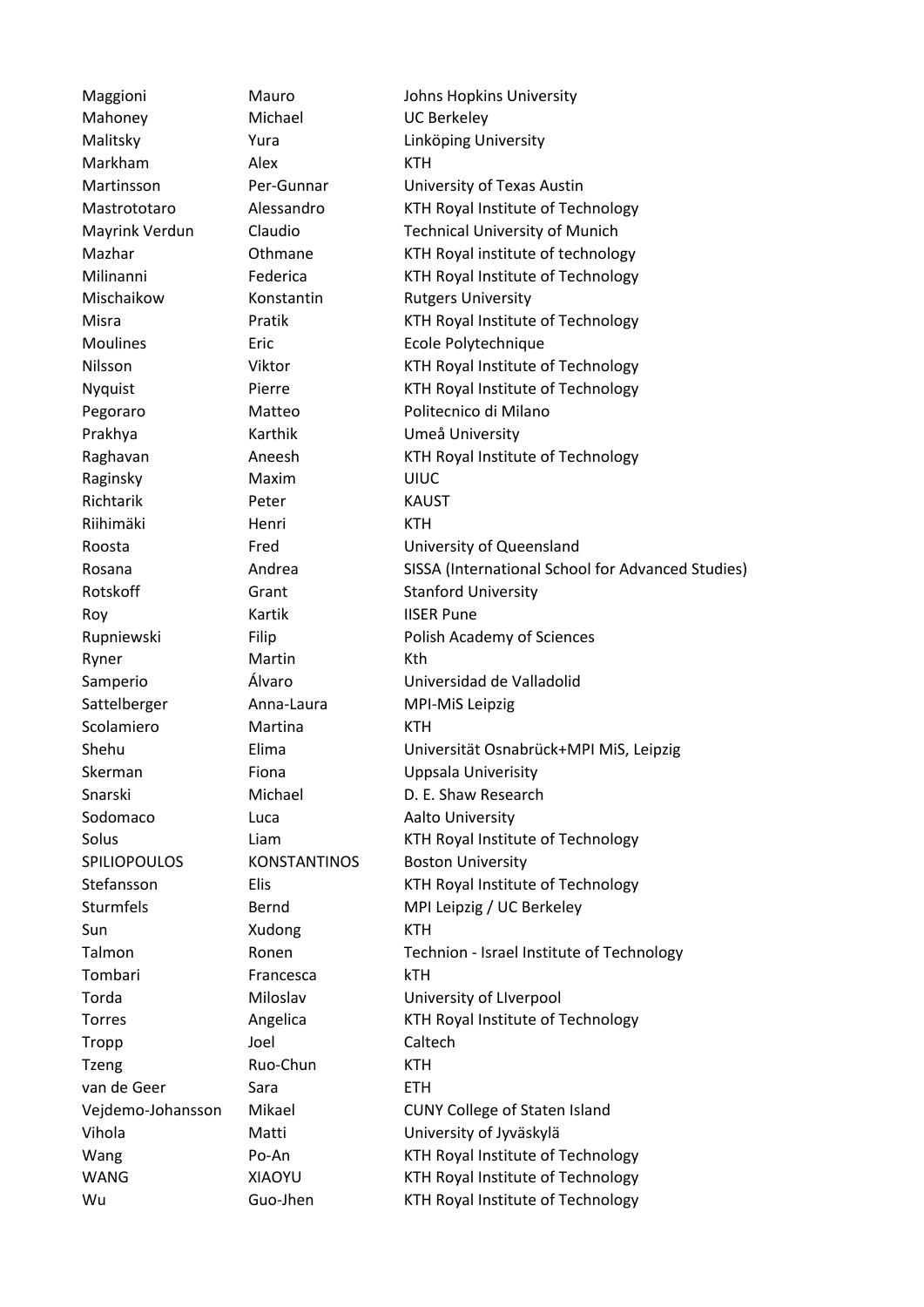| | | |
|---|---|---|
| Maggioni | Mauro | Johns Hopkins University |
| Mahoney | Michael | UC Berkeley |
| Malitsky | Yura | Linköping University |
| Markham | Alex | KTH |
| Martinsson | Per-Gunnar | University of Texas Austin |
| Mastrototaro | Alessandro | KTH Royal Institute of Technology |
| Mayrink Verdun | Claudio | Technical University of Munich |
| Mazhar | Othmane | KTH Royal institute of technology |
| Milinanni | Federica | KTH Royal Institute of Technology |
| Mischaikow | Konstantin | Rutgers University |
| Misra | Pratik | KTH Royal Institute of Technology |
| Moulines | Eric | Ecole Polytechnique |
| Nilsson | Viktor | KTH Royal Institute of Technology |
| Nyquist | Pierre | KTH Royal Institute of Technology |
| Pegoraro | Matteo | Politecnico di Milano |
| Prakhya | Karthik | Umeå University |
| Raghavan | Aneesh | KTH Royal Institute of Technology |
| Raginsky | Maxim | UIUC |
| Richtarik | Peter | KAUST |
| Riihimäki | Henri | KTH |
| Roosta | Fred | University of Queensland |
| Rosana | Andrea | SISSA (International School for Advanced Studies) |
| Rotskoff | Grant | Stanford University |
| Roy | Kartik | IISER Pune |
| Rupniewski | Filip | Polish Academy of Sciences |
| Ryner | Martin | Kth |
| Samperio | Álvaro | Universidad de Valladolid |
| Sattelberger | Anna-Laura | MPI-MiS Leipzig |
| Scolamiero | Martina | KTH |
| Shehu | Elima | Universität Osnabrück+MPI MiS, Leipzig |
| Skerman | Fiona | Uppsala Univerisity |
| Snarski | Michael | D. E. Shaw Research |
| Sodomaco | Luca | Aalto University |
| Solus | Liam | KTH Royal Institute of Technology |
| SPILIOPOULOS | KONSTANTINOS | Boston University |
| Stefansson | Elis | KTH Royal Institute of Technology |
| Sturmfels | Bernd | MPI Leipzig / UC Berkeley |
| Sun | Xudong | KTH |
| Talmon | Ronen | Technion - Israel Institute of Technology |
| Tombari | Francesca | kTH |
| Torda | Miloslav | University of LIverpool |
| Torres | Angelica | KTH Royal Institute of Technology |
| Tropp | Joel | Caltech |
| Tzeng | Ruo-Chun | KTH |
| van de Geer | Sara | ETH |
| Vejdemo-Johansson | Mikael | CUNY College of Staten Island |
| Vihola | Matti | University of Jyväskylä |
| Wang | Po-An | KTH Royal Institute of Technology |
| WANG | XIAOYU | KTH Royal Institute of Technology |
| Wu | Guo-Jhen | KTH Royal Institute of Technology |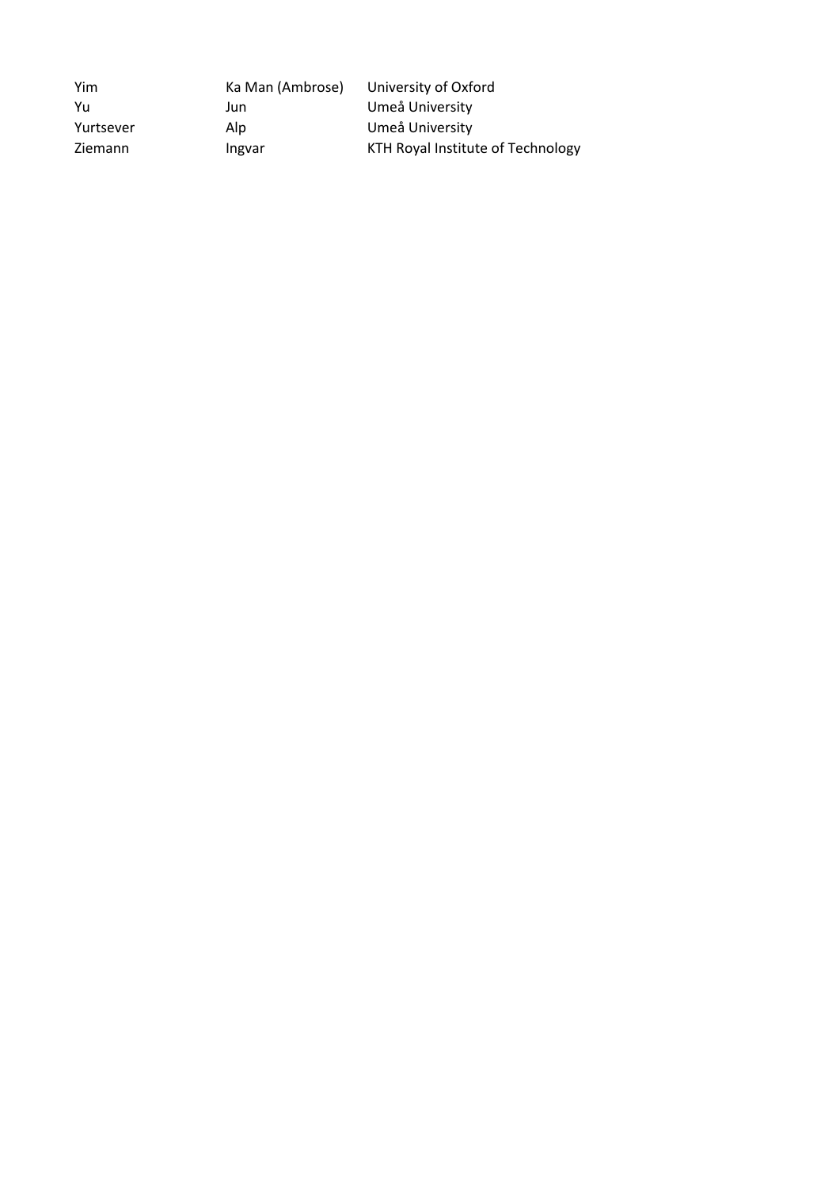| | | |
|---|---|---|
| Yim | Ka Man (Ambrose) | University of Oxford |
| Yu | Jun | Umeå University |
| Yurtsever | Alp | Umeå University |
| Ziemann | Ingvar | KTH Royal Institute of Technology |